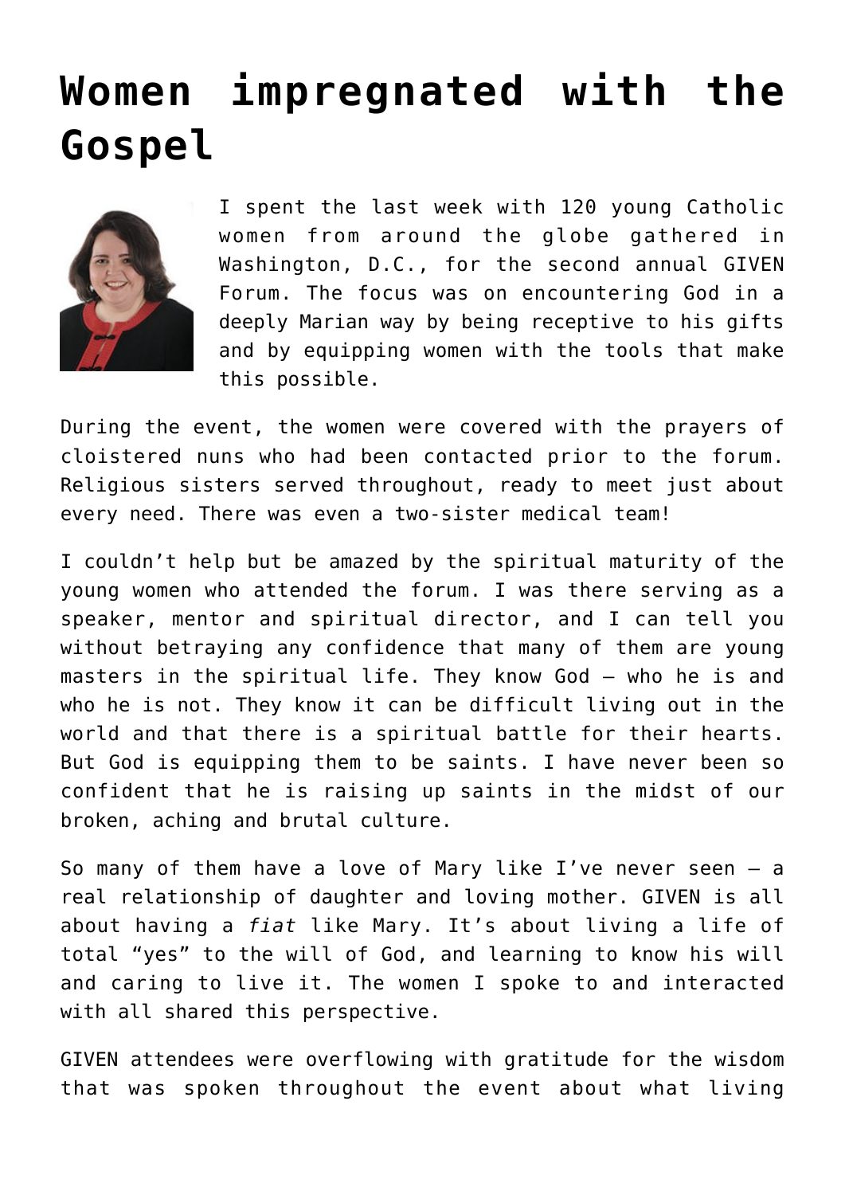# Women impregnated with the Gospel

I spent the last week with 120 young Catholic women from around the globe gathered in Washington, D.C., for the second annual GIVEN Forum. The focus was on encountering God in a deeply Marian way by being receptive to his gifts and by equipping women with the tools that make this possible.

During the event, the women were covered with the prayers of cloistered nuns who had been contacted prior to the forum. Religious sisters served throughout, ready to meet just about every need. There was even a two-sister medical team!

I couldn't help but be amazed by the spiritual maturity of the young women who attended the forum. I was there serving as a speaker, mentor and spiritual director, and I can tell you without betraying any confidence that many of them are young masters in the spiritual life. They know God — who he is and who he is not. They know it can be difficult living out in the world and that there is a spiritual battle for their hearts. But God is equipping them to be saints. I have never been so confident that he is raising up saints in the midst of our broken, aching and brutal culture.

So many of them have a love of Mary like I've never seen — a real relationship of daughter and loving mother. GIVEN is all about having a *fiat* like Mary. It's about living a life of total "yes" to the will of God, and learning to know his will and caring to live it. The women I spoke to and interacted with all shared this perspective.

GIVEN attendees were overflowing with gratitude for the wisdom that was spoken throughout the event about what living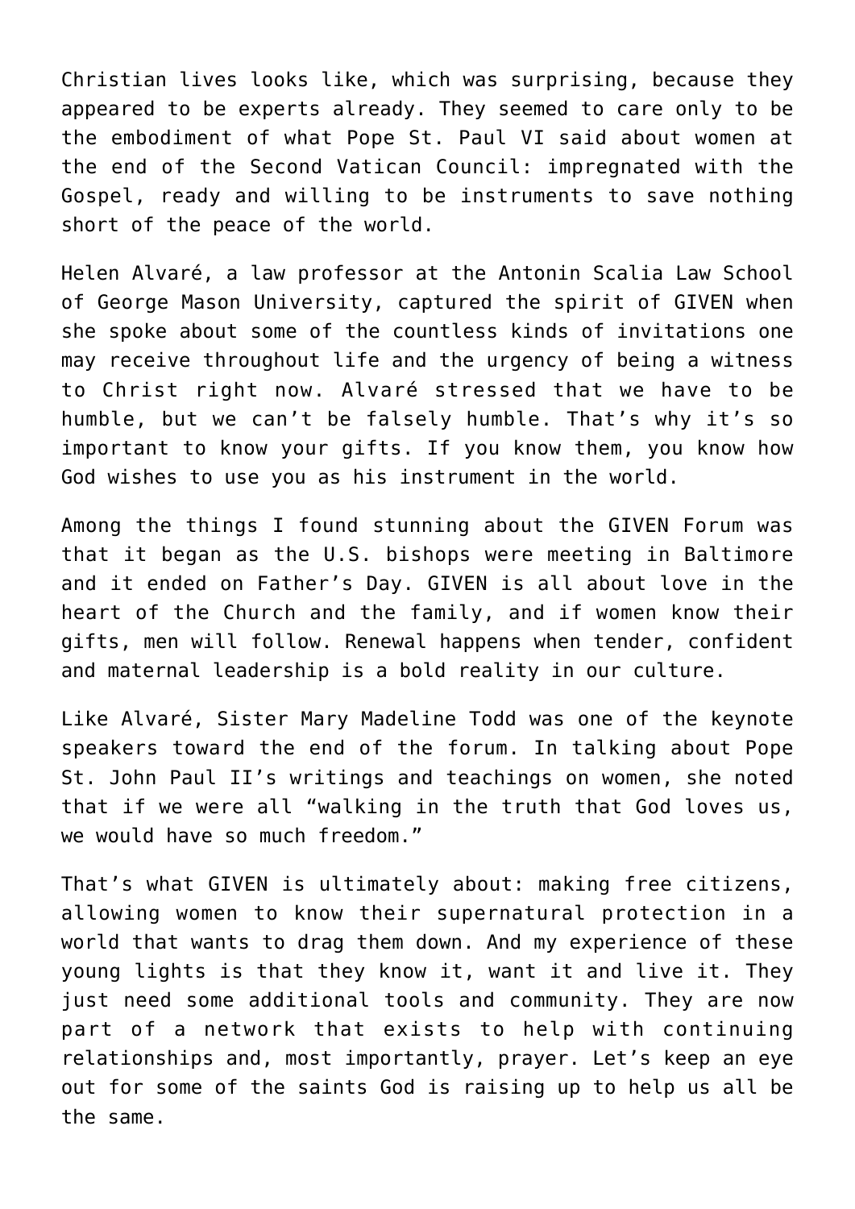Christian lives looks like, which was surprising, because they appeared to be experts already. They seemed to care only to be the embodiment of what Pope St. Paul VI said about women at the end of the Second Vatican Council: impregnated with the Gospel, ready and willing to be instruments to save nothing short of the peace of the world.

Helen Alvaré, a law professor at the Antonin Scalia Law School of George Mason University, captured the spirit of GIVEN when she spoke about some of the countless kinds of invitations one may receive throughout life and the urgency of being a witness to Christ right now. Alvaré stressed that we have to be humble, but we can't be falsely humble. That's why it's so important to know your gifts. If you know them, you know how God wishes to use you as his instrument in the world.

Among the things I found stunning about the GIVEN Forum was that it began as the U.S. bishops were meeting in Baltimore and it ended on Father's Day. GIVEN is all about love in the heart of the Church and the family, and if women know their gifts, men will follow. Renewal happens when tender, confident and maternal leadership is a bold reality in our culture.

Like Alvaré, Sister Mary Madeline Todd was one of the keynote speakers toward the end of the forum. In talking about Pope St. John Paul II's writings and teachings on women, she noted that if we were all "walking in the truth that God loves us, we would have so much freedom."

That's what GIVEN is ultimately about: making free citizens, allowing women to know their supernatural protection in a world that wants to drag them down. And my experience of these young lights is that they know it, want it and live it. They just need some additional tools and community. They are now part of a network that exists to help with continuing relationships and, most importantly, prayer. Let's keep an eye out for some of the saints God is raising up to help us all be the same.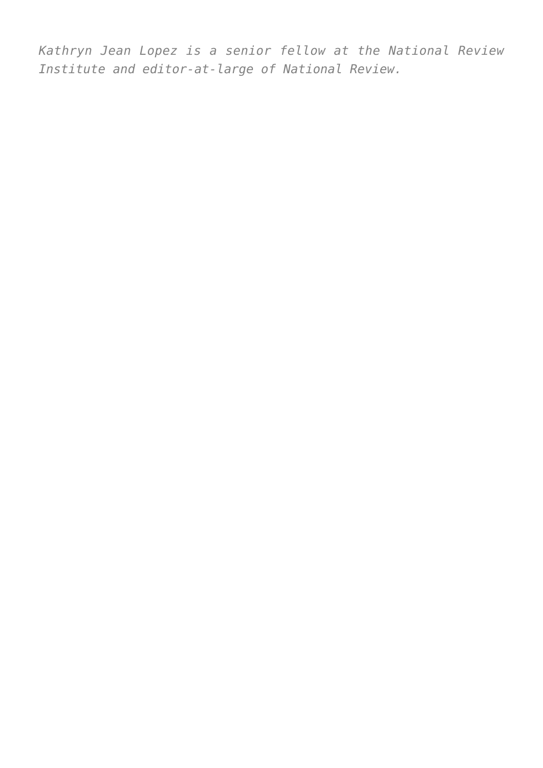*Kathryn Jean Lopez is a senior fellow at the National Review Institute and editor-at-large of National Review.*